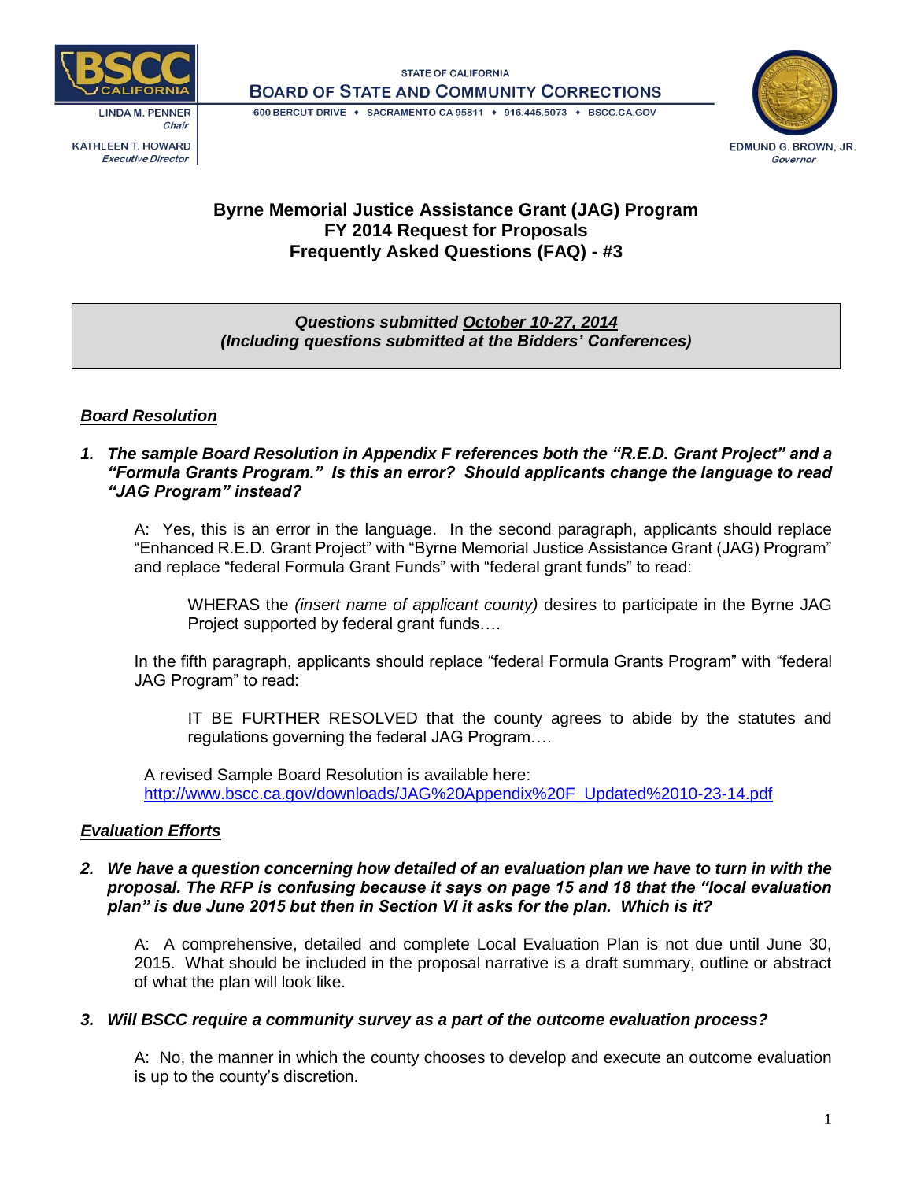STATE OF CALIFORNIA
**BOARD OF STATE AND COMMUNITY CORRECTIONS**
600 BERCUT DRIVE • SACRAMENTO CA 95811 • 916.445.5073 • BSCC.CA.GOV

LINDA M. PENNER
*Chair*

KATHLEEN T. HOWARD
*Executive Director*

EDMUND G. BROWN, JR.
*Governor*

# Byrne Memorial Justice Assistance Grant (JAG) Program
# FY 2014 Request for Proposals
# Frequently Asked Questions (FAQ) - #3

***Questions submitted October 10-27, 2014***
***(Including questions submitted at the Bidders' Conferences)***

## *Board Resolution*

***1. The sample Board Resolution in Appendix F references both the "R.E.D. Grant Project" and a "Formula Grants Program." Is this an error? Should applicants change the language to read "JAG Program" instead?***

A: Yes, this is an error in the language. In the second paragraph, applicants should replace "Enhanced R.E.D. Grant Project" with "Byrne Memorial Justice Assistance Grant (JAG) Program" and replace "federal Formula Grant Funds" with "federal grant funds" to read:

> WHERAS the *(insert name of applicant county)* desires to participate in the Byrne JAG Project supported by federal grant funds….

In the fifth paragraph, applicants should replace "federal Formula Grants Program" with "federal JAG Program" to read:

> IT BE FURTHER RESOLVED that the county agrees to abide by the statutes and regulations governing the federal JAG Program….

A revised Sample Board Resolution is available here:
http://www.bscc.ca.gov/downloads/JAG%20Appendix%20F_Updated%2010-23-14.pdf

## *Evaluation Efforts*

***2. We have a question concerning how detailed of an evaluation plan we have to turn in with the proposal. The RFP is confusing because it says on page 15 and 18 that the "local evaluation plan" is due June 2015 but then in Section VI it asks for the plan. Which is it?***

A: A comprehensive, detailed and complete Local Evaluation Plan is not due until June 30, 2015. What should be included in the proposal narrative is a draft summary, outline or abstract of what the plan will look like.

***3. Will BSCC require a community survey as a part of the outcome evaluation process?***

A: No, the manner in which the county chooses to develop and execute an outcome evaluation is up to the county's discretion.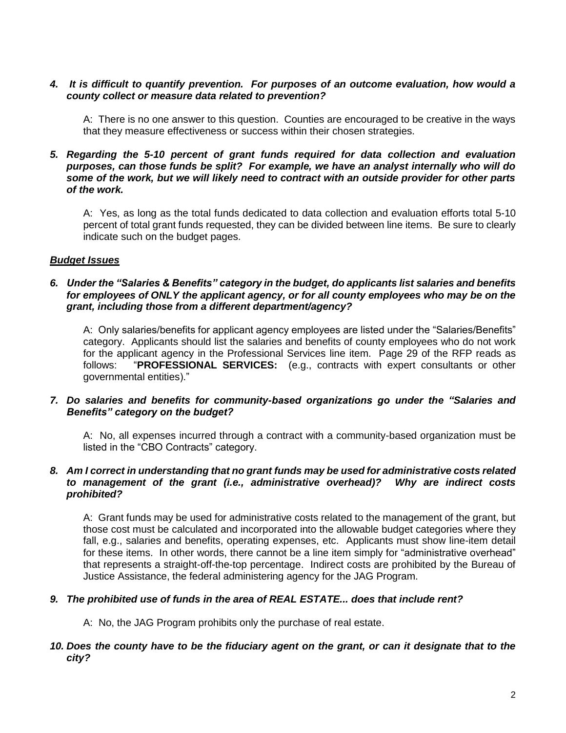***4. It is difficult to quantify prevention. For purposes of an outcome evaluation, how would a county collect or measure data related to prevention?***

A: There is no one answer to this question. Counties are encouraged to be creative in the ways that they measure effectiveness or success within their chosen strategies.

***5. Regarding the 5-10 percent of grant funds required for data collection and evaluation purposes, can those funds be split? For example, we have an analyst internally who will do some of the work, but we will likely need to contract with an outside provider for other parts of the work.***

A: Yes, as long as the total funds dedicated to data collection and evaluation efforts total 5-10 percent of total grant funds requested, they can be divided between line items. Be sure to clearly indicate such on the budget pages.

***<u>Budget Issues</u>***

***6. Under the "Salaries & Benefits" category in the budget, do applicants list salaries and benefits for employees of ONLY the applicant agency, or for all county employees who may be on the grant, including those from a different department/agency?***

A: Only salaries/benefits for applicant agency employees are listed under the "Salaries/Benefits" category. Applicants should list the salaries and benefits of county employees who do not work for the applicant agency in the Professional Services line item. Page 29 of the RFP reads as follows: "**PROFESSIONAL SERVICES:** (e.g., contracts with expert consultants or other governmental entities)."

***7. Do salaries and benefits for community-based organizations go under the "Salaries and Benefits" category on the budget?***

A: No, all expenses incurred through a contract with a community-based organization must be listed in the "CBO Contracts" category.

***8. Am I correct in understanding that no grant funds may be used for administrative costs related to management of the grant (i.e., administrative overhead)? Why are indirect costs prohibited?***

A: Grant funds may be used for administrative costs related to the management of the grant, but those cost must be calculated and incorporated into the allowable budget categories where they fall, e.g., salaries and benefits, operating expenses, etc. Applicants must show line-item detail for these items. In other words, there cannot be a line item simply for "administrative overhead" that represents a straight-off-the-top percentage. Indirect costs are prohibited by the Bureau of Justice Assistance, the federal administering agency for the JAG Program.

***9. The prohibited use of funds in the area of REAL ESTATE... does that include rent?***

A: No, the JAG Program prohibits only the purchase of real estate.

***10. Does the county have to be the fiduciary agent on the grant, or can it designate that to the city?***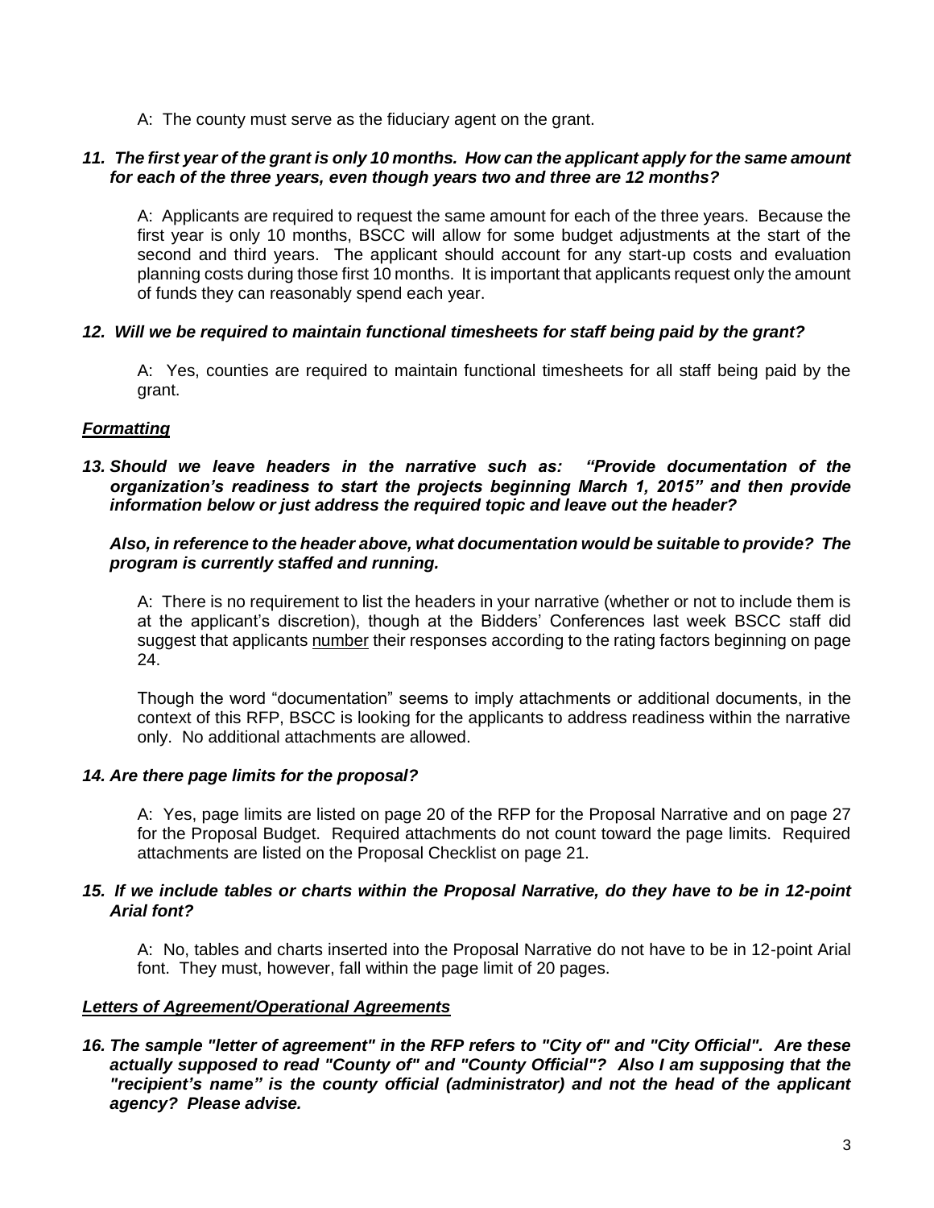A: The county must serve as the fiduciary agent on the grant.

***11. The first year of the grant is only 10 months. How can the applicant apply for the same amount for each of the three years, even though years two and three are 12 months?***

A: Applicants are required to request the same amount for each of the three years. Because the first year is only 10 months, BSCC will allow for some budget adjustments at the start of the second and third years. The applicant should account for any start-up costs and evaluation planning costs during those first 10 months. It is important that applicants request only the amount of funds they can reasonably spend each year.

***12. Will we be required to maintain functional timesheets for staff being paid by the grant?***

A: Yes, counties are required to maintain functional timesheets for all staff being paid by the grant.

***Formatting***

***13. Should we leave headers in the narrative such as: "Provide documentation of the organization's readiness to start the projects beginning March 1, 2015" and then provide information below or just address the required topic and leave out the header?***

***Also, in reference to the header above, what documentation would be suitable to provide? The program is currently staffed and running.***

A: There is no requirement to list the headers in your narrative (whether or not to include them is at the applicant's discretion), though at the Bidders' Conferences last week BSCC staff did suggest that applicants <u>number</u> their responses according to the rating factors beginning on page 24.

Though the word "documentation" seems to imply attachments or additional documents, in the context of this RFP, BSCC is looking for the applicants to address readiness within the narrative only. No additional attachments are allowed.

***14. Are there page limits for the proposal?***

A: Yes, page limits are listed on page 20 of the RFP for the Proposal Narrative and on page 27 for the Proposal Budget. Required attachments do not count toward the page limits. Required attachments are listed on the Proposal Checklist on page 21.

***15. If we include tables or charts within the Proposal Narrative, do they have to be in 12-point Arial font?***

A: No, tables and charts inserted into the Proposal Narrative do not have to be in 12-point Arial font. They must, however, fall within the page limit of 20 pages.

***Letters of Agreement/Operational Agreements***

***16. The sample "letter of agreement" in the RFP refers to "City of" and "City Official". Are these actually supposed to read "County of" and "County Official"? Also I am supposing that the "recipient's name" is the county official (administrator) and not the head of the applicant agency? Please advise.***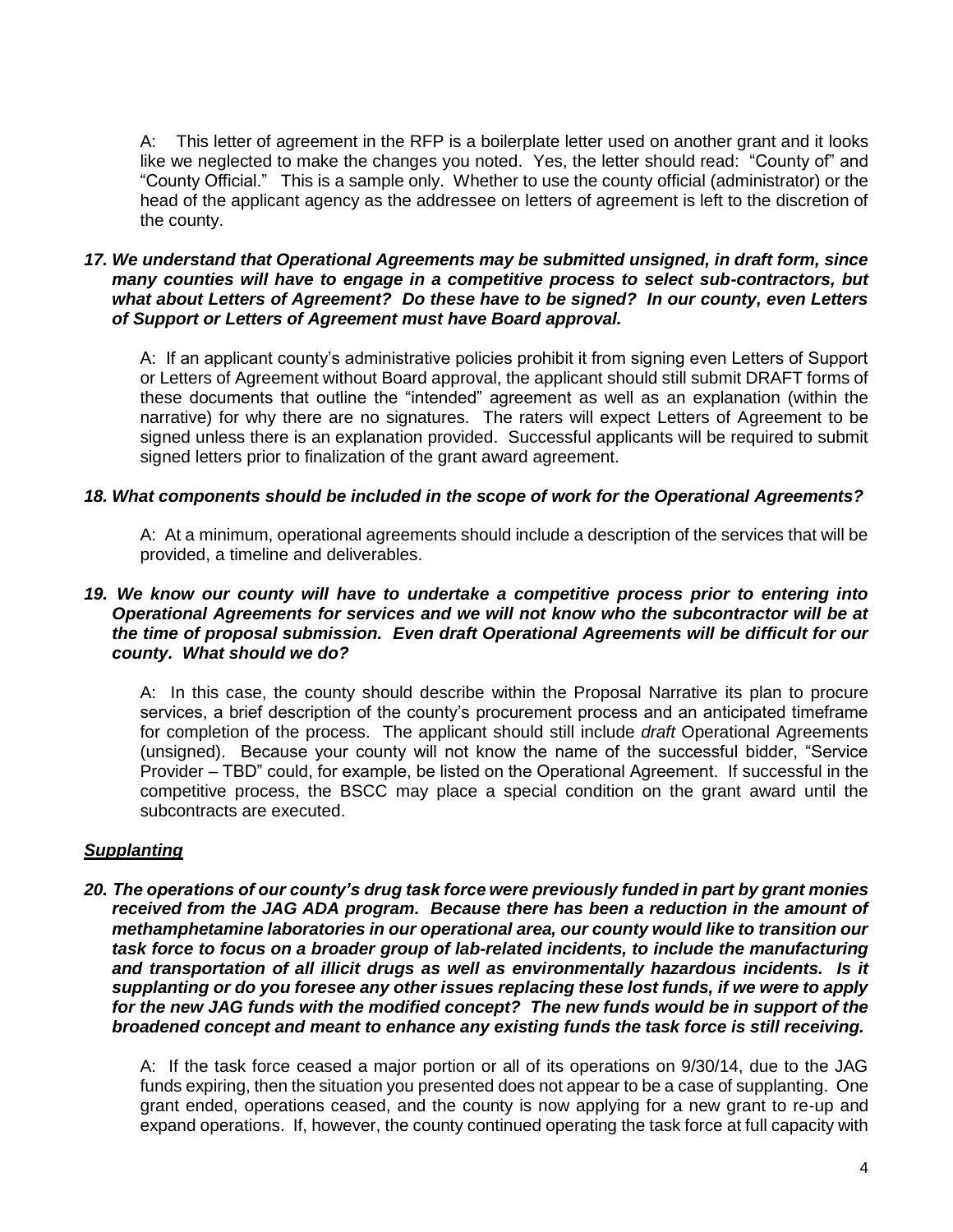A: This letter of agreement in the RFP is a boilerplate letter used on another grant and it looks like we neglected to make the changes you noted. Yes, the letter should read: "County of" and "County Official." This is a sample only. Whether to use the county official (administrator) or the head of the applicant agency as the addressee on letters of agreement is left to the discretion of the county.

***17. We understand that Operational Agreements may be submitted unsigned, in draft form, since many counties will have to engage in a competitive process to select sub-contractors, but what about Letters of Agreement? Do these have to be signed? In our county, even Letters of Support or Letters of Agreement must have Board approval.***

A: If an applicant county's administrative policies prohibit it from signing even Letters of Support or Letters of Agreement without Board approval, the applicant should still submit DRAFT forms of these documents that outline the "intended" agreement as well as an explanation (within the narrative) for why there are no signatures. The raters will expect Letters of Agreement to be signed unless there is an explanation provided. Successful applicants will be required to submit signed letters prior to finalization of the grant award agreement.

***18. What components should be included in the scope of work for the Operational Agreements?***

A: At a minimum, operational agreements should include a description of the services that will be provided, a timeline and deliverables.

***19. We know our county will have to undertake a competitive process prior to entering into Operational Agreements for services and we will not know who the subcontractor will be at the time of proposal submission. Even draft Operational Agreements will be difficult for our county. What should we do?***

A: In this case, the county should describe within the Proposal Narrative its plan to procure services, a brief description of the county's procurement process and an anticipated timeframe for completion of the process. The applicant should still include *draft* Operational Agreements (unsigned). Because your county will not know the name of the successful bidder, "Service Provider – TBD" could, for example, be listed on the Operational Agreement. If successful in the competitive process, the BSCC may place a special condition on the grant award until the subcontracts are executed.

***Supplanting***

***20. The operations of our county's drug task force were previously funded in part by grant monies received from the JAG ADA program. Because there has been a reduction in the amount of methamphetamine laboratories in our operational area, our county would like to transition our task force to focus on a broader group of lab-related incidents, to include the manufacturing and transportation of all illicit drugs as well as environmentally hazardous incidents. Is it supplanting or do you foresee any other issues replacing these lost funds, if we were to apply for the new JAG funds with the modified concept? The new funds would be in support of the broadened concept and meant to enhance any existing funds the task force is still receiving.***

A: If the task force ceased a major portion or all of its operations on 9/30/14, due to the JAG funds expiring, then the situation you presented does not appear to be a case of supplanting. One grant ended, operations ceased, and the county is now applying for a new grant to re-up and expand operations. If, however, the county continued operating the task force at full capacity with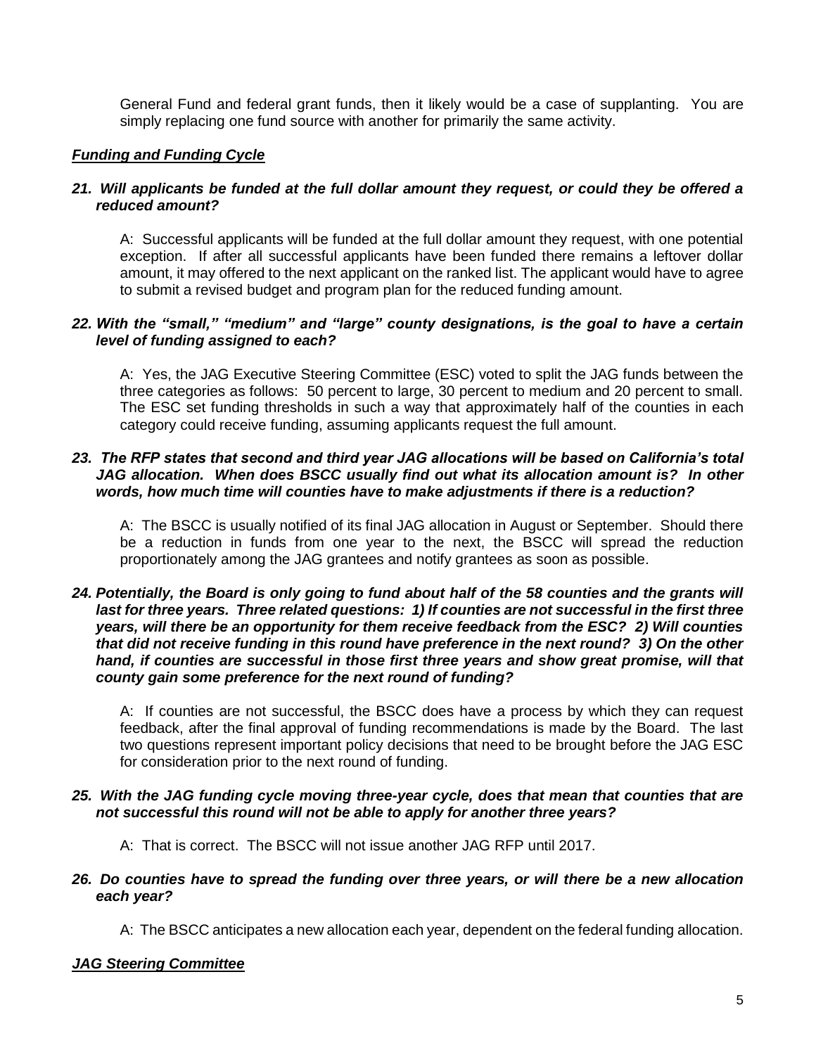General Fund and federal grant funds, then it likely would be a case of supplanting. You are simply replacing one fund source with another for primarily the same activity.

***Funding and Funding Cycle***

***21. Will applicants be funded at the full dollar amount they request, or could they be offered a reduced amount?***

A: Successful applicants will be funded at the full dollar amount they request, with one potential exception. If after all successful applicants have been funded there remains a leftover dollar amount, it may offered to the next applicant on the ranked list. The applicant would have to agree to submit a revised budget and program plan for the reduced funding amount.

***22. With the "small," "medium" and "large" county designations, is the goal to have a certain level of funding assigned to each?***

A: Yes, the JAG Executive Steering Committee (ESC) voted to split the JAG funds between the three categories as follows: 50 percent to large, 30 percent to medium and 20 percent to small. The ESC set funding thresholds in such a way that approximately half of the counties in each category could receive funding, assuming applicants request the full amount.

***23. The RFP states that second and third year JAG allocations will be based on California's total JAG allocation. When does BSCC usually find out what its allocation amount is? In other words, how much time will counties have to make adjustments if there is a reduction?***

A: The BSCC is usually notified of its final JAG allocation in August or September. Should there be a reduction in funds from one year to the next, the BSCC will spread the reduction proportionately among the JAG grantees and notify grantees as soon as possible.

***24. Potentially, the Board is only going to fund about half of the 58 counties and the grants will last for three years. Three related questions: 1) If counties are not successful in the first three years, will there be an opportunity for them receive feedback from the ESC? 2) Will counties that did not receive funding in this round have preference in the next round? 3) On the other hand, if counties are successful in those first three years and show great promise, will that county gain some preference for the next round of funding?***

A: If counties are not successful, the BSCC does have a process by which they can request feedback, after the final approval of funding recommendations is made by the Board. The last two questions represent important policy decisions that need to be brought before the JAG ESC for consideration prior to the next round of funding.

***25. With the JAG funding cycle moving three-year cycle, does that mean that counties that are not successful this round will not be able to apply for another three years?***

A: That is correct. The BSCC will not issue another JAG RFP until 2017.

***26. Do counties have to spread the funding over three years, or will there be a new allocation each year?***

A: The BSCC anticipates a new allocation each year, dependent on the federal funding allocation.

***JAG Steering Committee***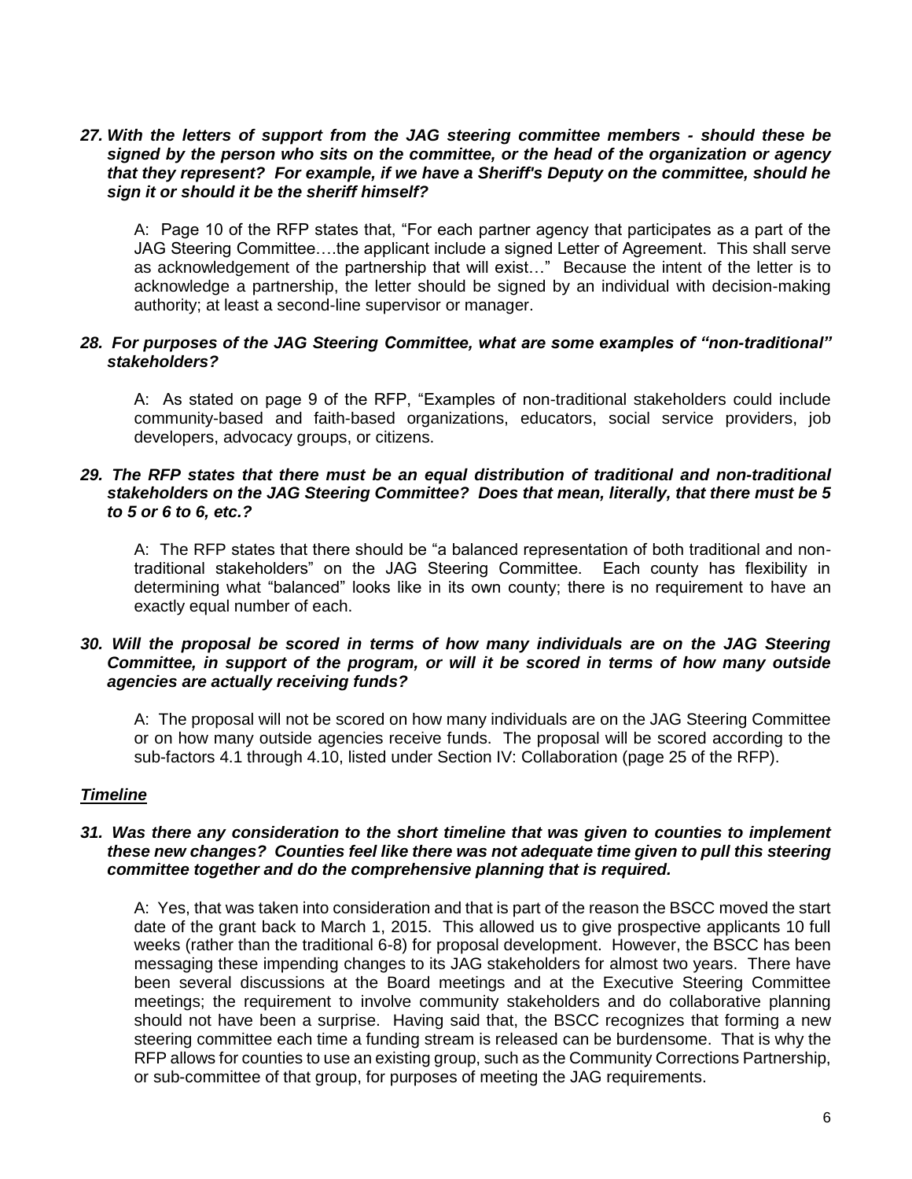***27. With the letters of support from the JAG steering committee members - should these be signed by the person who sits on the committee, or the head of the organization or agency that they represent? For example, if we have a Sheriff's Deputy on the committee, should he sign it or should it be the sheriff himself?***

A: Page 10 of the RFP states that, "For each partner agency that participates as a part of the JAG Steering Committee….the applicant include a signed Letter of Agreement. This shall serve as acknowledgement of the partnership that will exist…" Because the intent of the letter is to acknowledge a partnership, the letter should be signed by an individual with decision-making authority; at least a second-line supervisor or manager.

***28. For purposes of the JAG Steering Committee, what are some examples of "non-traditional" stakeholders?***

A: As stated on page 9 of the RFP, "Examples of non-traditional stakeholders could include community-based and faith-based organizations, educators, social service providers, job developers, advocacy groups, or citizens.

***29. The RFP states that there must be an equal distribution of traditional and non-traditional stakeholders on the JAG Steering Committee? Does that mean, literally, that there must be 5 to 5 or 6 to 6, etc.?***

A: The RFP states that there should be "a balanced representation of both traditional and non-traditional stakeholders" on the JAG Steering Committee. Each county has flexibility in determining what "balanced" looks like in its own county; there is no requirement to have an exactly equal number of each.

***30. Will the proposal be scored in terms of how many individuals are on the JAG Steering Committee, in support of the program, or will it be scored in terms of how many outside agencies are actually receiving funds?***

A: The proposal will not be scored on how many individuals are on the JAG Steering Committee or on how many outside agencies receive funds. The proposal will be scored according to the sub-factors 4.1 through 4.10, listed under Section IV: Collaboration (page 25 of the RFP).

***<u>Timeline</u>***

***31. Was there any consideration to the short timeline that was given to counties to implement these new changes? Counties feel like there was not adequate time given to pull this steering committee together and do the comprehensive planning that is required.***

A: Yes, that was taken into consideration and that is part of the reason the BSCC moved the start date of the grant back to March 1, 2015. This allowed us to give prospective applicants 10 full weeks (rather than the traditional 6-8) for proposal development. However, the BSCC has been messaging these impending changes to its JAG stakeholders for almost two years. There have been several discussions at the Board meetings and at the Executive Steering Committee meetings; the requirement to involve community stakeholders and do collaborative planning should not have been a surprise. Having said that, the BSCC recognizes that forming a new steering committee each time a funding stream is released can be burdensome. That is why the RFP allows for counties to use an existing group, such as the Community Corrections Partnership, or sub-committee of that group, for purposes of meeting the JAG requirements.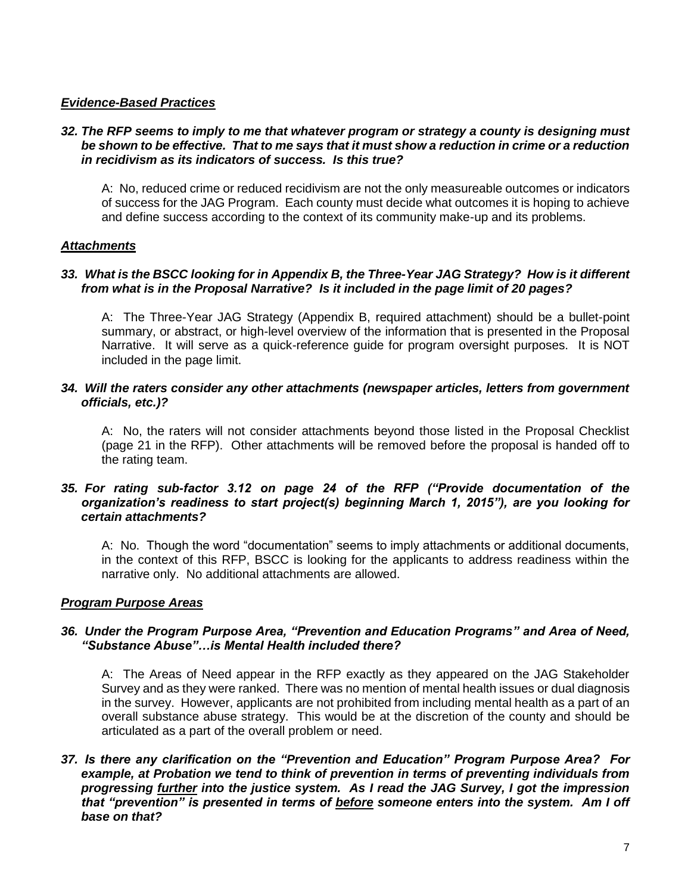***Evidence-Based Practices***

***32. The RFP seems to imply to me that whatever program or strategy a county is designing must be shown to be effective. That to me says that it must show a reduction in crime or a reduction in recidivism as its indicators of success. Is this true?***

A: No, reduced crime or reduced recidivism are not the only measureable outcomes or indicators of success for the JAG Program. Each county must decide what outcomes it is hoping to achieve and define success according to the context of its community make-up and its problems.

***Attachments***

***33. What is the BSCC looking for in Appendix B, the Three-Year JAG Strategy? How is it different from what is in the Proposal Narrative? Is it included in the page limit of 20 pages?***

A: The Three-Year JAG Strategy (Appendix B, required attachment) should be a bullet-point summary, or abstract, or high-level overview of the information that is presented in the Proposal Narrative. It will serve as a quick-reference guide for program oversight purposes. It is NOT included in the page limit.

***34. Will the raters consider any other attachments (newspaper articles, letters from government officials, etc.)?***

A: No, the raters will not consider attachments beyond those listed in the Proposal Checklist (page 21 in the RFP). Other attachments will be removed before the proposal is handed off to the rating team.

***35. For rating sub-factor 3.12 on page 24 of the RFP ("Provide documentation of the organization's readiness to start project(s) beginning March 1, 2015"), are you looking for certain attachments?***

A: No. Though the word "documentation" seems to imply attachments or additional documents, in the context of this RFP, BSCC is looking for the applicants to address readiness within the narrative only. No additional attachments are allowed.

***Program Purpose Areas***

***36. Under the Program Purpose Area, "Prevention and Education Programs" and Area of Need, "Substance Abuse"…is Mental Health included there?***

A: The Areas of Need appear in the RFP exactly as they appeared on the JAG Stakeholder Survey and as they were ranked. There was no mention of mental health issues or dual diagnosis in the survey. However, applicants are not prohibited from including mental health as a part of an overall substance abuse strategy. This would be at the discretion of the county and should be articulated as a part of the overall problem or need.

***37. Is there any clarification on the "Prevention and Education" Program Purpose Area? For example, at Probation we tend to think of prevention in terms of preventing individuals from progressing <u>further</u> into the justice system. As I read the JAG Survey, I got the impression that "prevention" is presented in terms of <u>before</u> someone enters into the system. Am I off base on that?***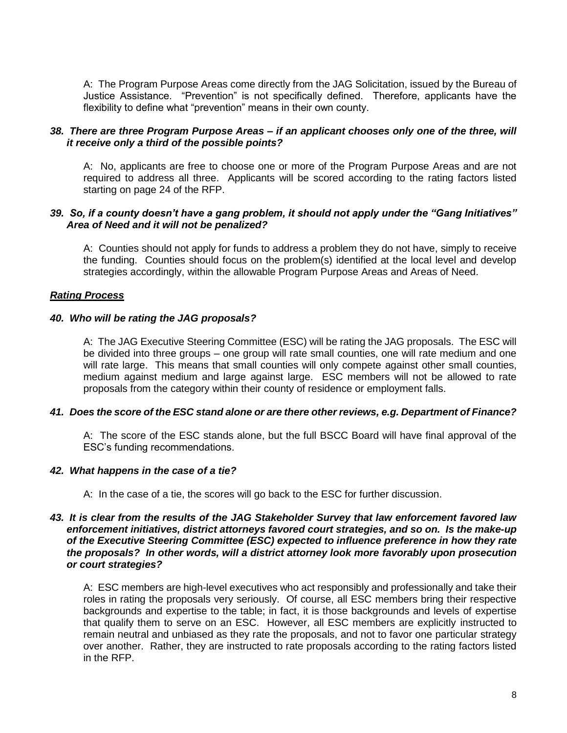A: The Program Purpose Areas come directly from the JAG Solicitation, issued by the Bureau of Justice Assistance. "Prevention" is not specifically defined. Therefore, applicants have the flexibility to define what "prevention" means in their own county.

***38. There are three Program Purpose Areas – if an applicant chooses only one of the three, will it receive only a third of the possible points?***

A: No, applicants are free to choose one or more of the Program Purpose Areas and are not required to address all three. Applicants will be scored according to the rating factors listed starting on page 24 of the RFP.

***39. So, if a county doesn't have a gang problem, it should not apply under the "Gang Initiatives" Area of Need and it will not be penalized?***

A: Counties should not apply for funds to address a problem they do not have, simply to receive the funding. Counties should focus on the problem(s) identified at the local level and develop strategies accordingly, within the allowable Program Purpose Areas and Areas of Need.

***<u>Rating Process</u>***

***40. Who will be rating the JAG proposals?***

A: The JAG Executive Steering Committee (ESC) will be rating the JAG proposals. The ESC will be divided into three groups – one group will rate small counties, one will rate medium and one will rate large. This means that small counties will only compete against other small counties, medium against medium and large against large. ESC members will not be allowed to rate proposals from the category within their county of residence or employment falls.

***41. Does the score of the ESC stand alone or are there other reviews, e.g. Department of Finance?***

A: The score of the ESC stands alone, but the full BSCC Board will have final approval of the ESC's funding recommendations.

***42. What happens in the case of a tie?***

A: In the case of a tie, the scores will go back to the ESC for further discussion.

***43. It is clear from the results of the JAG Stakeholder Survey that law enforcement favored law enforcement initiatives, district attorneys favored court strategies, and so on. Is the make-up of the Executive Steering Committee (ESC) expected to influence preference in how they rate the proposals? In other words, will a district attorney look more favorably upon prosecution or court strategies?***

A: ESC members are high-level executives who act responsibly and professionally and take their roles in rating the proposals very seriously. Of course, all ESC members bring their respective backgrounds and expertise to the table; in fact, it is those backgrounds and levels of expertise that qualify them to serve on an ESC. However, all ESC members are explicitly instructed to remain neutral and unbiased as they rate the proposals, and not to favor one particular strategy over another. Rather, they are instructed to rate proposals according to the rating factors listed in the RFP.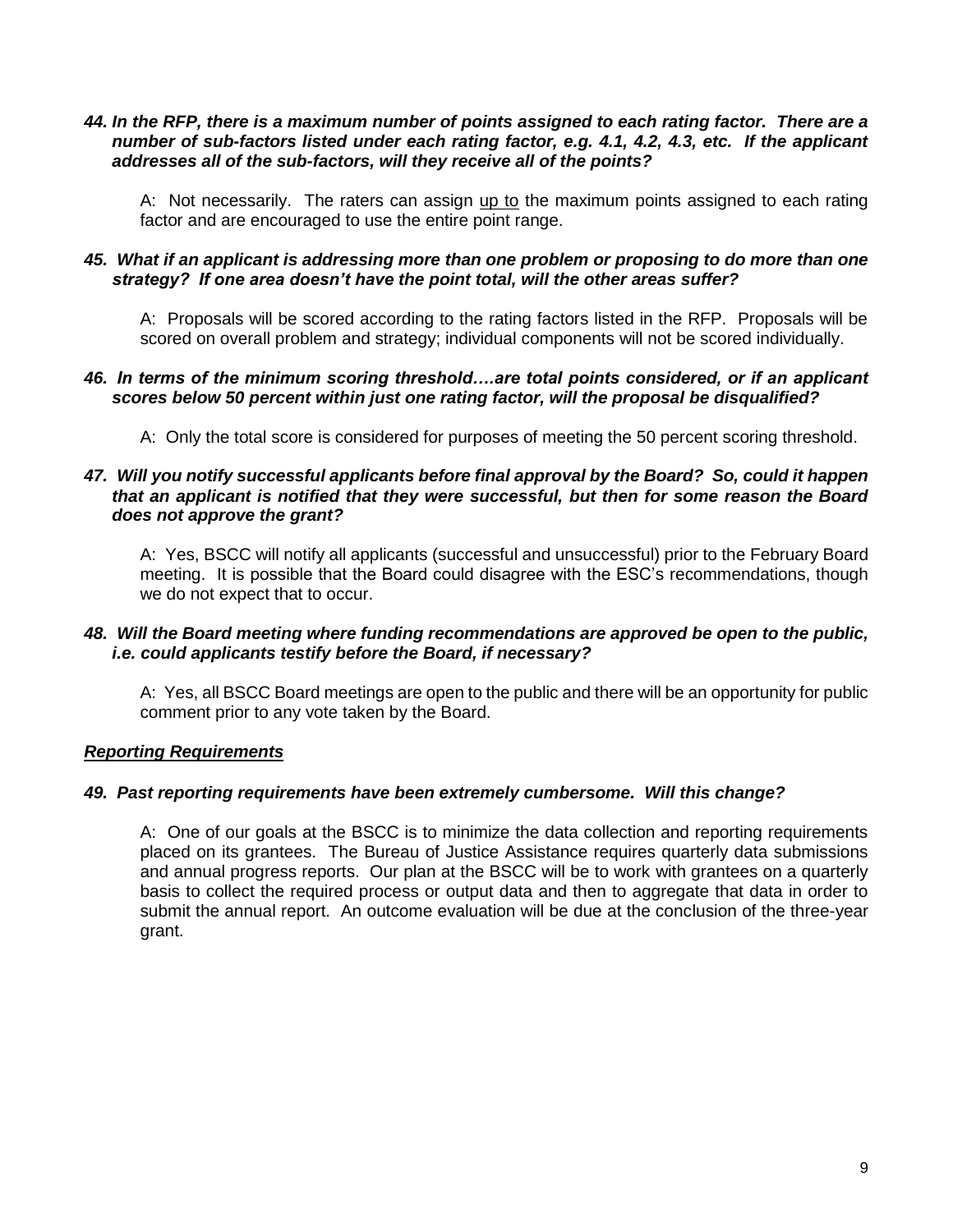***44. In the RFP, there is a maximum number of points assigned to each rating factor. There are a number of sub-factors listed under each rating factor, e.g. 4.1, 4.2, 4.3, etc. If the applicant addresses all of the sub-factors, will they receive all of the points?***

A: Not necessarily. The raters can assign <u>up to</u> the maximum points assigned to each rating factor and are encouraged to use the entire point range.

***45. What if an applicant is addressing more than one problem or proposing to do more than one strategy? If one area doesn't have the point total, will the other areas suffer?***

A: Proposals will be scored according to the rating factors listed in the RFP. Proposals will be scored on overall problem and strategy; individual components will not be scored individually.

***46. In terms of the minimum scoring threshold….are total points considered, or if an applicant scores below 50 percent within just one rating factor, will the proposal be disqualified?***

A: Only the total score is considered for purposes of meeting the 50 percent scoring threshold.

***47. Will you notify successful applicants before final approval by the Board? So, could it happen that an applicant is notified that they were successful, but then for some reason the Board does not approve the grant?***

A: Yes, BSCC will notify all applicants (successful and unsuccessful) prior to the February Board meeting. It is possible that the Board could disagree with the ESC's recommendations, though we do not expect that to occur.

***48. Will the Board meeting where funding recommendations are approved be open to the public, i.e. could applicants testify before the Board, if necessary?***

A: Yes, all BSCC Board meetings are open to the public and there will be an opportunity for public comment prior to any vote taken by the Board.

***<u>Reporting Requirements</u>***

***49. Past reporting requirements have been extremely cumbersome. Will this change?***

A: One of our goals at the BSCC is to minimize the data collection and reporting requirements placed on its grantees. The Bureau of Justice Assistance requires quarterly data submissions and annual progress reports. Our plan at the BSCC will be to work with grantees on a quarterly basis to collect the required process or output data and then to aggregate that data in order to submit the annual report. An outcome evaluation will be due at the conclusion of the three-year grant.